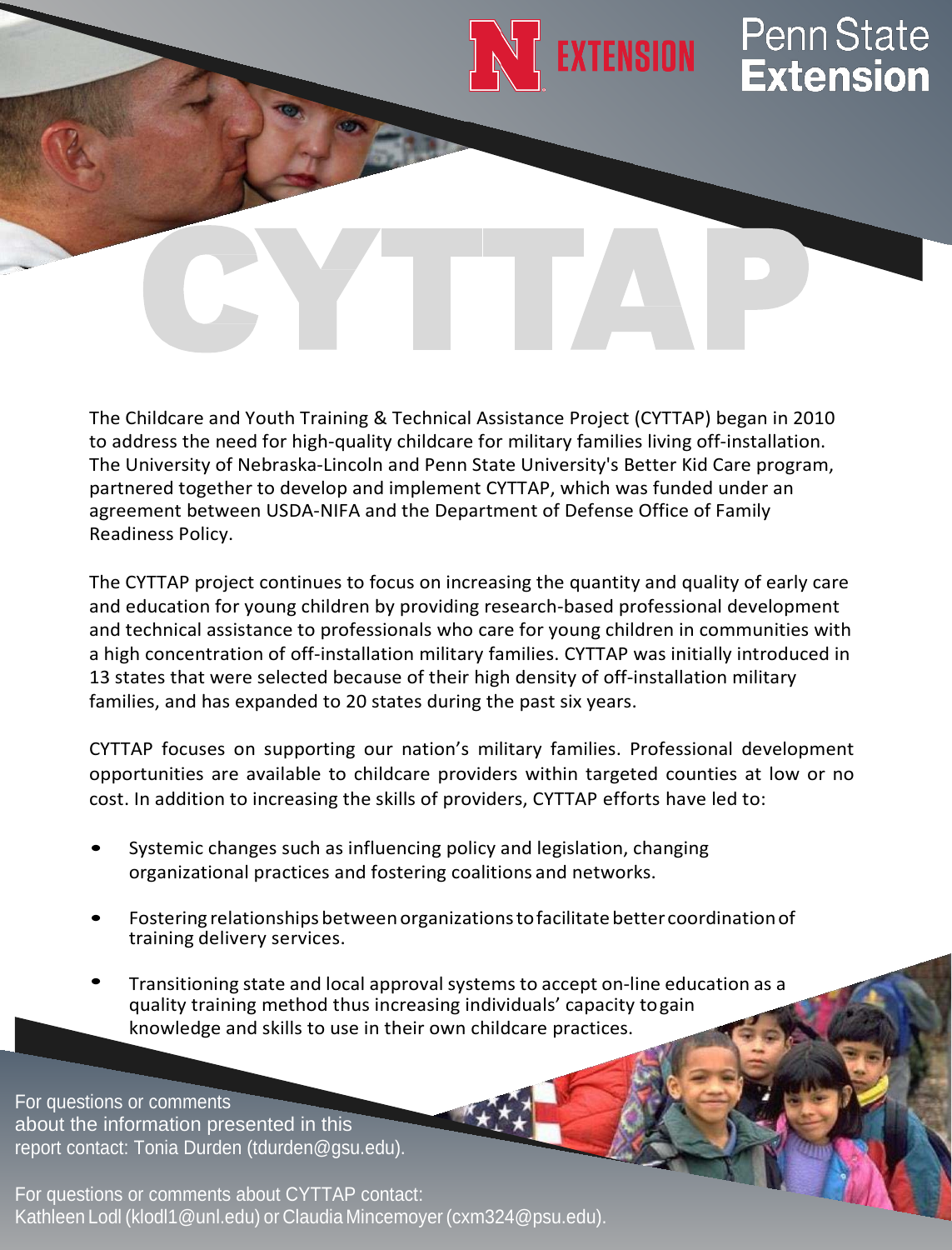N EXTENSION

Penn State Extension

# CYTTAP

The Childcare and Youth Training & Technical Assistance Project (CYTTAP) began in 2010 to address the need for high-quality childcare for military families living off-installation. The University of Nebraska-Lincoln and Penn State University's Better Kid Care program, partnered together to develop and implement CYTTAP, which was funded under an agreement between USDA-NIFA and the Department of Defense Office of Family Readiness Policy.

The CYTTAP project continues to focus on increasing the quantity and quality of early care and education for young children by providing research-based professional development and technical assistance to professionals who care for young children in communities with a high concentration of off-installation military families. CYTTAP was initially introduced in 13 states that were selected because of their high density of off-installation military families, and has expanded to 20 states during the past six years.

CYTTAP focuses on supporting our nation's military families. Professional development opportunities are available to childcare providers within targeted counties at low or no cost. In addition to increasing the skills of providers, CYTTAP efforts have led to:

- Systemic changes such as influencing policy and legislation, changing organizational practices and fostering coalitions and networks.
- Fostering relationships between organizations to facilitate better coordination of training delivery services.
- Transitioning state and local approval systems to accept on-line education as a quality training method thus increasing individuals' capacity to gain knowledge and skills to use in their own childcare practices.

For questions or comments about the information presented in this report contact: Tonia Durden (tdurden@gsu.edu).

For questions or comments about CYTTAP contact: Kathleen Lodl (klodl1@unl.edu) or Claudia Mincemoyer (cxm324@psu.edu).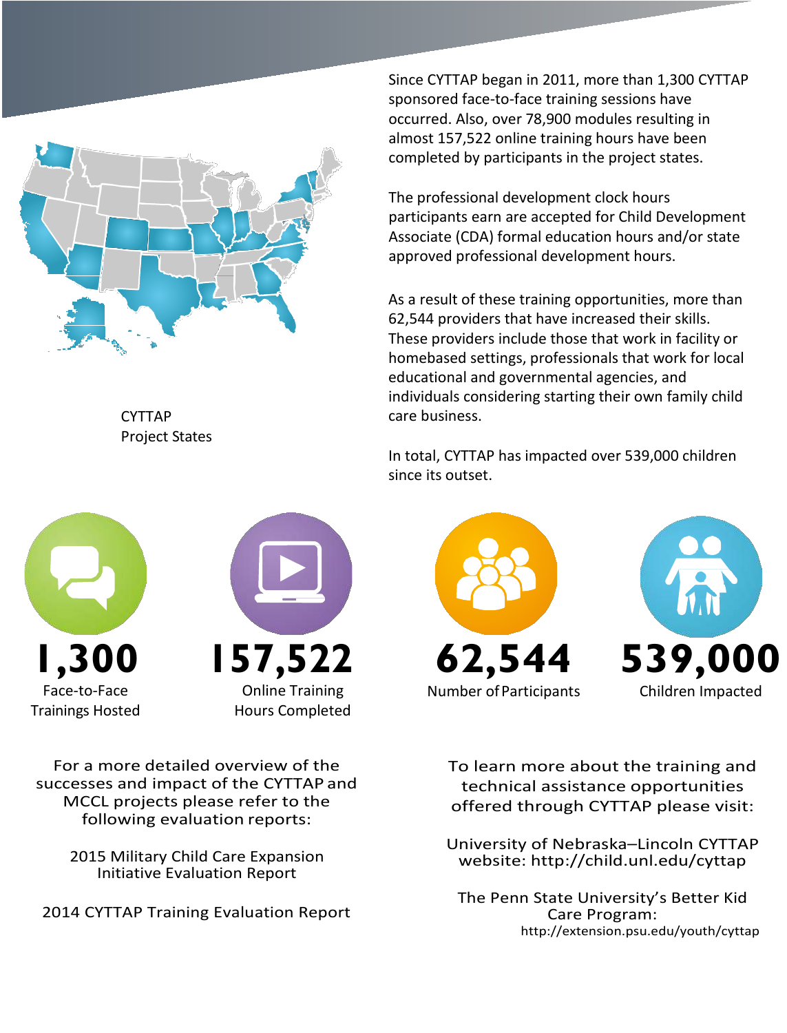CYTTAP Project States

Since CYTTAP began in 2011, more than 1,300 CYTTAP sponsored face-to-face training sessions have occurred. Also, over 78,900 modules resulting in almost 157,522 online training hours have been completed by participants in the project states.

The professional development clock hours participants earn are accepted for Child Development Associate (CDA) formal education hours and/or state approved professional development hours.

As a result of these training opportunities, more than 62,544 providers that have increased their skills. These providers include those that work in facility or homebased settings, professionals that work for local educational and governmental agencies, and individuals considering starting their own family child care business.

In total, CYTTAP has impacted over 539,000 children since its outset.

**1,300**
Face-to-Face Trainings Hosted

**157,522**
Online Training Hours Completed

**62,544**
Number of Participants

**539,000**
Children Impacted

For a more detailed overview of the successes and impact of the CYTTAP and MCCL projects please refer to the following evaluation reports:

2015 Military Child Care Expansion Initiative Evaluation Report

2014 CYTTAP Training Evaluation Report

To learn more about the training and technical assistance opportunities offered through CYTTAP please visit:

University of Nebraska–Lincoln CYTTAP website: http://child.unl.edu/cyttap

The Penn State University's Better Kid Care Program: http://extension.psu.edu/youth/cyttap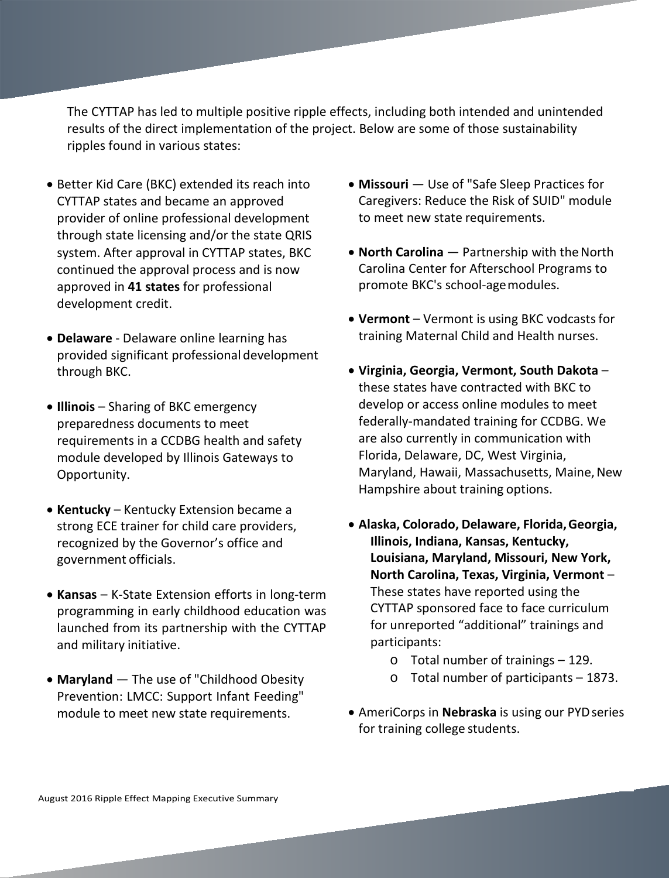The CYTTAP has led to multiple positive ripple effects, including both intended and unintended results of the direct implementation of the project. Below are some of those sustainability ripples found in various states:

- Better Kid Care (BKC) extended its reach into CYTTAP states and became an approved provider of online professional development through state licensing and/or the state QRIS system. After approval in CYTTAP states, BKC continued the approval process and is now approved in **41 states** for professional development credit.
- **Delaware** - Delaware online learning has provided significant professional development through BKC.
- **Illinois** – Sharing of BKC emergency preparedness documents to meet requirements in a CCDBG health and safety module developed by Illinois Gateways to Opportunity.
- **Kentucky** – Kentucky Extension became a strong ECE trainer for child care providers, recognized by the Governor's office and government officials.
- **Kansas** – K-State Extension efforts in long-term programming in early childhood education was launched from its partnership with the CYTTAP and military initiative.
- **Maryland** — The use of "Childhood Obesity Prevention: LMCC: Support Infant Feeding" module to meet new state requirements.
- **Missouri** — Use of "Safe Sleep Practices for Caregivers: Reduce the Risk of SUID" module to meet new state requirements.
- **North Carolina** — Partnership with the North Carolina Center for Afterschool Programs to promote BKC's school-age modules.
- **Vermont** – Vermont is using BKC vodcasts for training Maternal Child and Health nurses.
- **Virginia, Georgia, Vermont, South Dakota** – these states have contracted with BKC to develop or access online modules to meet federally-mandated training for CCDBG. We are also currently in communication with Florida, Delaware, DC, West Virginia, Maryland, Hawaii, Massachusetts, Maine, New Hampshire about training options.
- **Alaska, Colorado, Delaware, Florida, Georgia, Illinois, Indiana, Kansas, Kentucky, Louisiana, Maryland, Missouri, New York, North Carolina, Texas, Virginia, Vermont** – These states have reported using the CYTTAP sponsored face to face curriculum for unreported "additional" trainings and participants:
  - Total number of trainings – 129.
  - Total number of participants – 1873.
- AmeriCorps in **Nebraska** is using our PYD series for training college students.